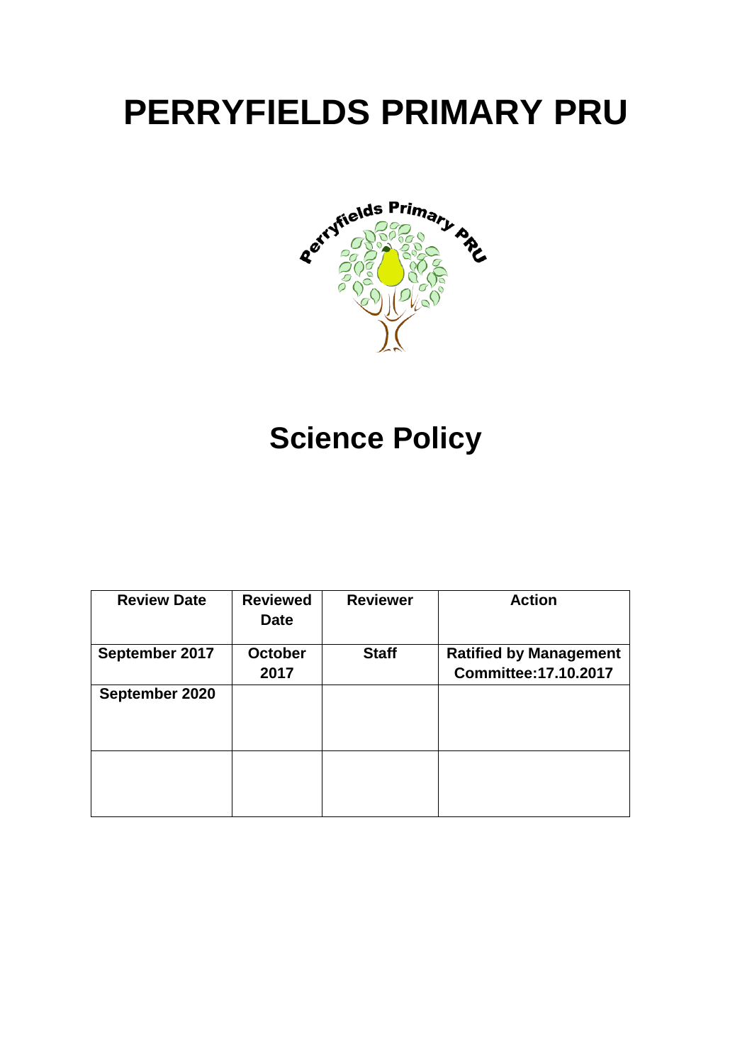# PERRYFIELDS PRIMARY PRU

# Science Policy

| Review Date | Reviewed Date | Reviewer | Action |
|---|---|---|---|
| September 2017 | October 2017 | Staff | Ratified by Management Committee:17.10.2017 |
| September 2020 | | | |
| | | | |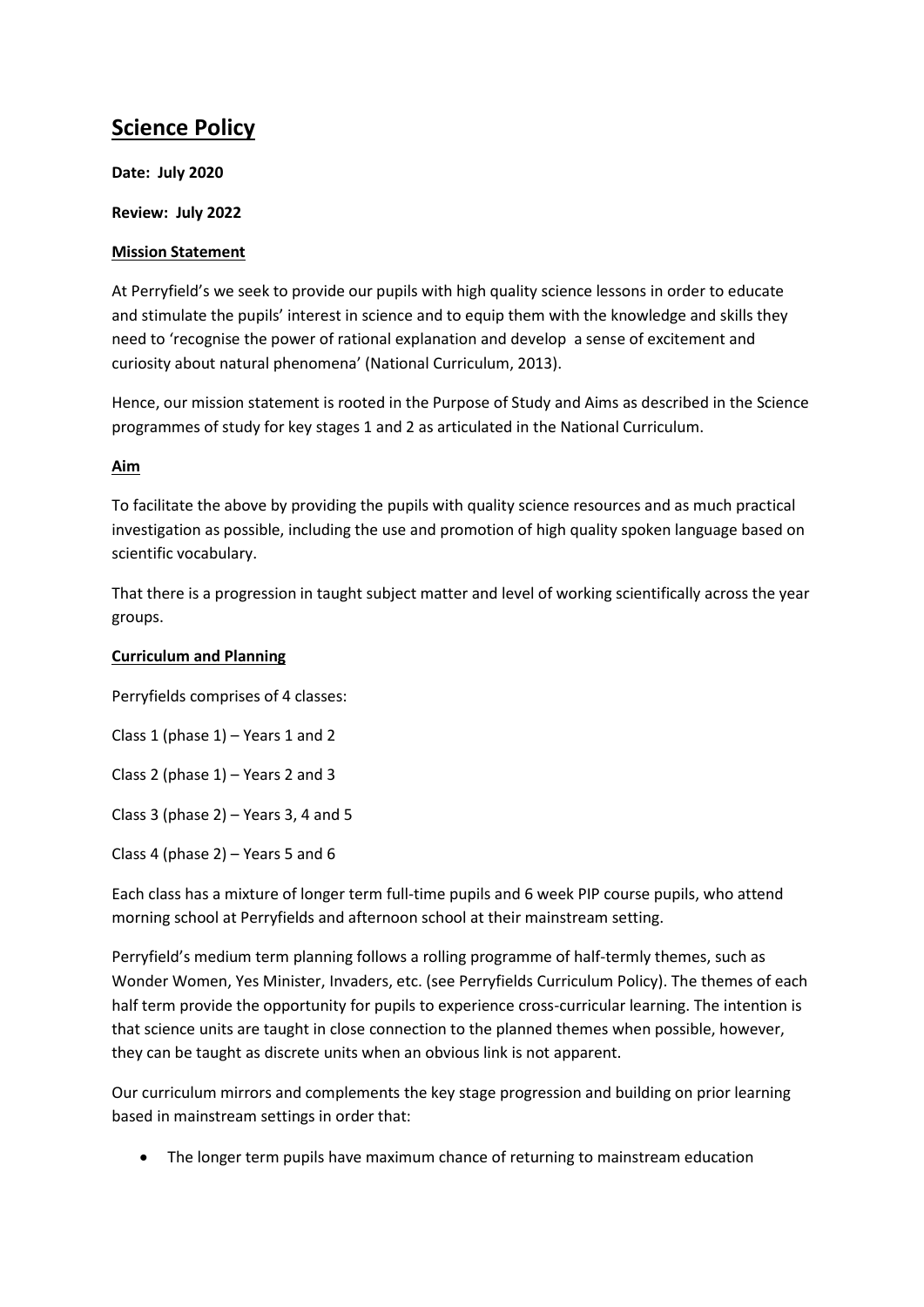# Science Policy

**Date: July 2020**

**Review: July 2022**

**Mission Statement**

At Perryfield's we seek to provide our pupils with high quality science lessons in order to educate and stimulate the pupils' interest in science and to equip them with the knowledge and skills they need to 'recognise the power of rational explanation and develop a sense of excitement and curiosity about natural phenomena' (National Curriculum, 2013).

Hence, our mission statement is rooted in the Purpose of Study and Aims as described in the Science programmes of study for key stages 1 and 2 as articulated in the National Curriculum.

**Aim**

To facilitate the above by providing the pupils with quality science resources and as much practical investigation as possible, including the use and promotion of high quality spoken language based on scientific vocabulary.

That there is a progression in taught subject matter and level of working scientifically across the year groups.

**Curriculum and Planning**

Perryfields comprises of 4 classes:

Class 1 (phase 1) – Years 1 and 2

Class 2 (phase 1) – Years 2 and 3

Class 3 (phase 2) – Years 3, 4 and 5

Class 4 (phase 2) – Years 5 and 6

Each class has a mixture of longer term full-time pupils and 6 week PIP course pupils, who attend morning school at Perryfields and afternoon school at their mainstream setting.

Perryfield's medium term planning follows a rolling programme of half-termly themes, such as Wonder Women, Yes Minister, Invaders, etc. (see Perryfields Curriculum Policy). The themes of each half term provide the opportunity for pupils to experience cross-curricular learning. The intention is that science units are taught in close connection to the planned themes when possible, however, they can be taught as discrete units when an obvious link is not apparent.

Our curriculum mirrors and complements the key stage progression and building on prior learning based in mainstream settings in order that:

- The longer term pupils have maximum chance of returning to mainstream education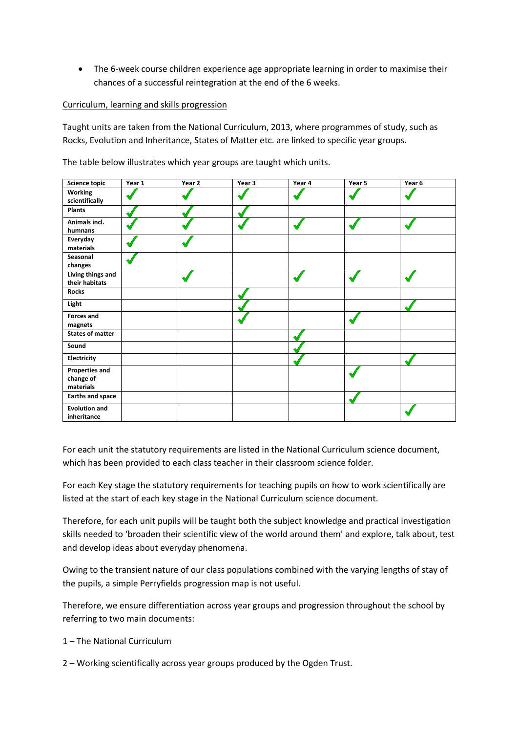- The 6-week course children experience age appropriate learning in order to maximise their chances of a successful reintegration at the end of the 6 weeks.

<u>Curriculum, learning and skills progression</u>

Taught units are taken from the National Curriculum, 2013, where programmes of study, such as Rocks, Evolution and Inheritance, States of Matter etc. are linked to specific year groups.

The table below illustrates which year groups are taught which units.

| Science topic | Year 1 | Year 2 | Year 3 | Year 4 | Year 5 | Year 6 |
|---|---|---|---|---|---|---|
| **Working scientifically** | ✓ | ✓ | ✓ | ✓ | ✓ | ✓ |
| **Plants** | ✓ | ✓ | ✓ | | | |
| **Animals incl. humnans** | ✓ | ✓ | ✓ | ✓ | ✓ | ✓ |
| **Everyday materials** | ✓ | ✓ | | | | |
| **Seasonal changes** | ✓ | | | | | |
| **Living things and their habitats** | | ✓ | | ✓ | ✓ | ✓ |
| **Rocks** | | | ✓ | | | |
| **Light** | | | ✓ | | | ✓ |
| **Forces and magnets** | | | ✓ | | ✓ | |
| **States of matter** | | | | ✓ | | |
| **Sound** | | | | ✓ | | |
| **Electricity** | | | | ✓ | | ✓ |
| **Properties and change of materials** | | | | | ✓ | |
| **Earths and space** | | | | | ✓ | |
| **Evolution and inheritance** | | | | | | ✓ |

For each unit the statutory requirements are listed in the National Curriculum science document, which has been provided to each class teacher in their classroom science folder.

For each Key stage the statutory requirements for teaching pupils on how to work scientifically are listed at the start of each key stage in the National Curriculum science document.

Therefore, for each unit pupils will be taught both the subject knowledge and practical investigation skills needed to 'broaden their scientific view of the world around them' and explore, talk about, test and develop ideas about everyday phenomena.

Owing to the transient nature of our class populations combined with the varying lengths of stay of the pupils, a simple Perryfields progression map is not useful.

Therefore, we ensure differentiation across year groups and progression throughout the school by referring to two main documents:

1 – The National Curriculum

2 – Working scientifically across year groups produced by the Ogden Trust.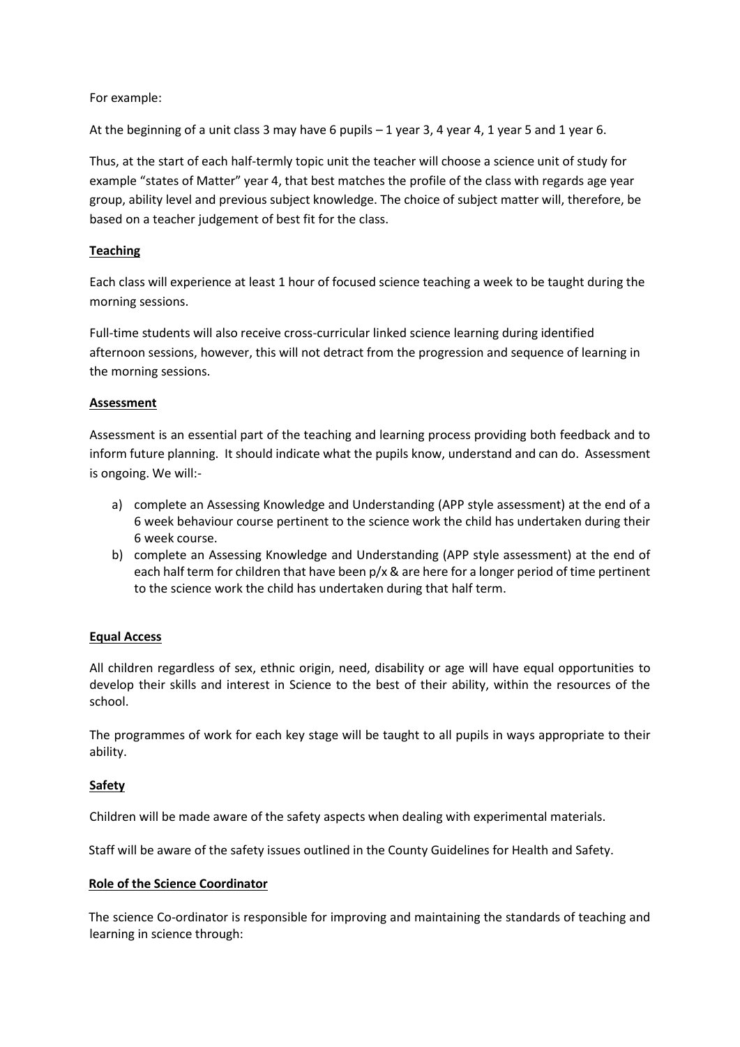For example:

At the beginning of a unit class 3 may have 6 pupils – 1 year 3, 4 year 4, 1 year 5 and 1 year 6.

Thus, at the start of each half-termly topic unit the teacher will choose a science unit of study for example "states of Matter" year 4, that best matches the profile of the class with regards age year group, ability level and previous subject knowledge. The choice of subject matter will, therefore, be based on a teacher judgement of best fit for the class.

## Teaching

Each class will experience at least 1 hour of focused science teaching a week to be taught during the morning sessions.

Full-time students will also receive cross-curricular linked science learning during identified afternoon sessions, however, this will not detract from the progression and sequence of learning in the morning sessions.

## Assessment

Assessment is an essential part of the teaching and learning process providing both feedback and to inform future planning. It should indicate what the pupils know, understand and can do. Assessment is ongoing. We will:-

a) complete an Assessing Knowledge and Understanding (APP style assessment) at the end of a 6 week behaviour course pertinent to the science work the child has undertaken during their 6 week course.
b) complete an Assessing Knowledge and Understanding (APP style assessment) at the end of each half term for children that have been p/x & are here for a longer period of time pertinent to the science work the child has undertaken during that half term.

## Equal Access

All children regardless of sex, ethnic origin, need, disability or age will have equal opportunities to develop their skills and interest in Science to the best of their ability, within the resources of the school.

The programmes of work for each key stage will be taught to all pupils in ways appropriate to their ability.

## Safety

Children will be made aware of the safety aspects when dealing with experimental materials.

Staff will be aware of the safety issues outlined in the County Guidelines for Health and Safety.

## Role of the Science Coordinator

The science Co-ordinator is responsible for improving and maintaining the standards of teaching and learning in science through: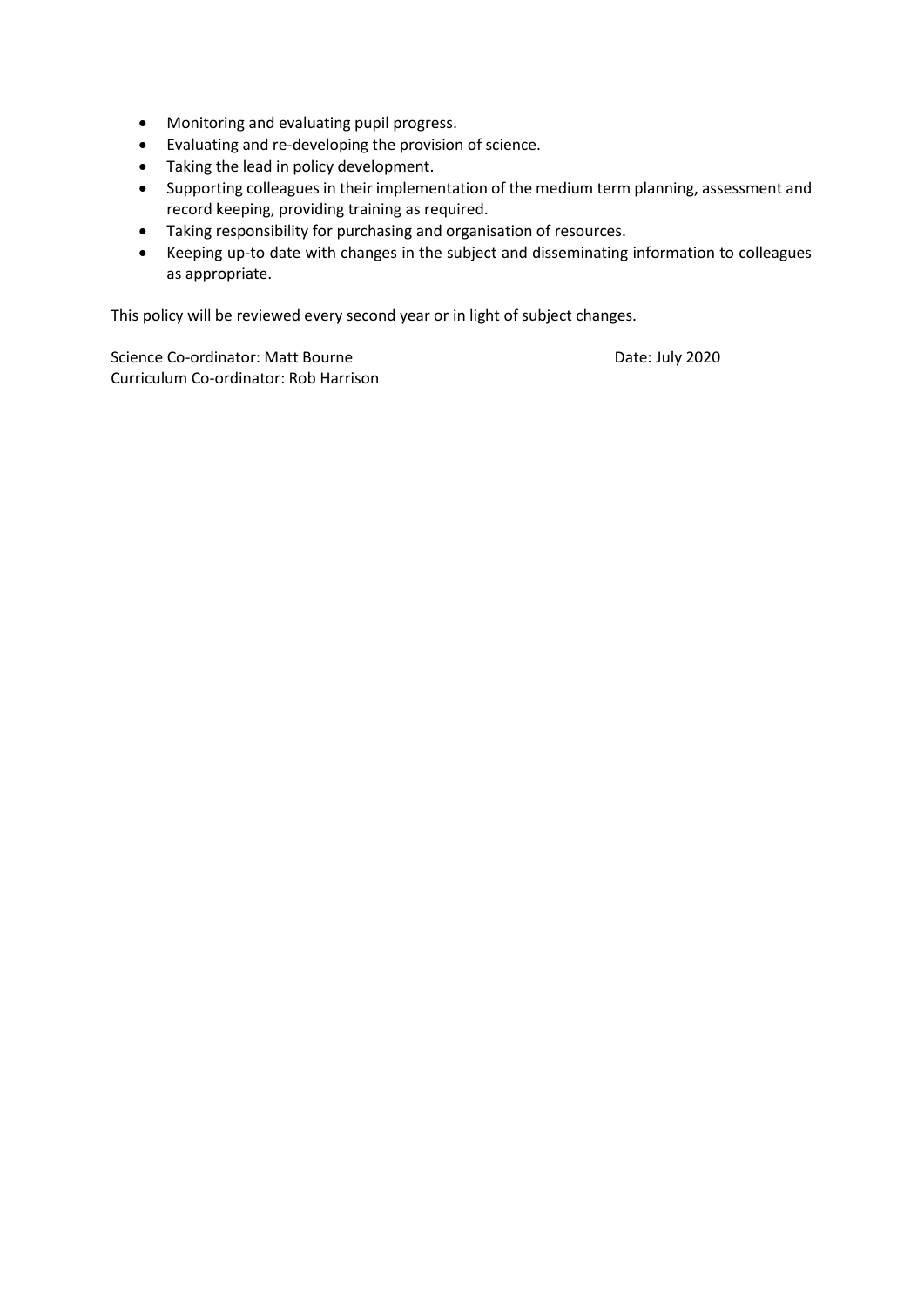- Monitoring and evaluating pupil progress.
- Evaluating and re-developing the provision of science.
- Taking the lead in policy development.
- Supporting colleagues in their implementation of the medium term planning, assessment and record keeping, providing training as required.
- Taking responsibility for purchasing and organisation of resources.
- Keeping up-to date with changes in the subject and disseminating information to colleagues as appropriate.

This policy will be reviewed every second year or in light of subject changes.

Science Co-ordinator: Matt Bourne Date: July 2020
Curriculum Co-ordinator: Rob Harrison